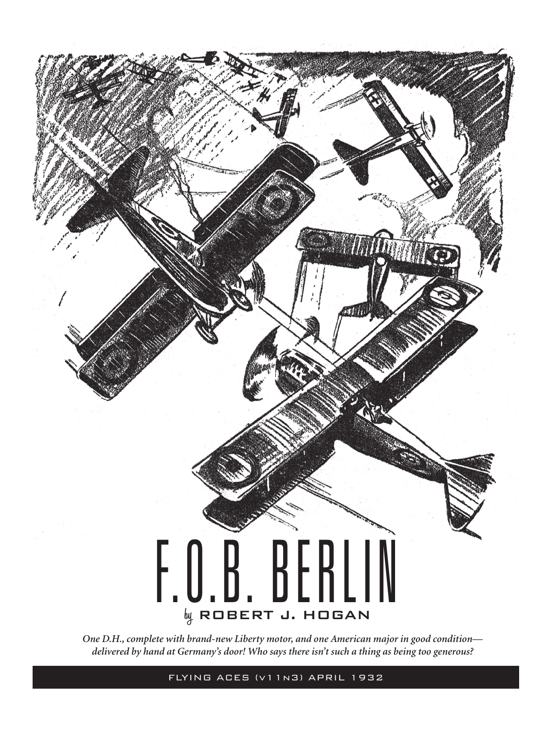# F.O.B. BERLIN

by ROBERT J. HOGAN

*One D.H., complete with brand-new Liberty motor, and one American major in good condition—delivered by hand at Germany's door! Who says there isn't such a thing as being too generous?*

FLYING ACES (V11N3) APRIL 1932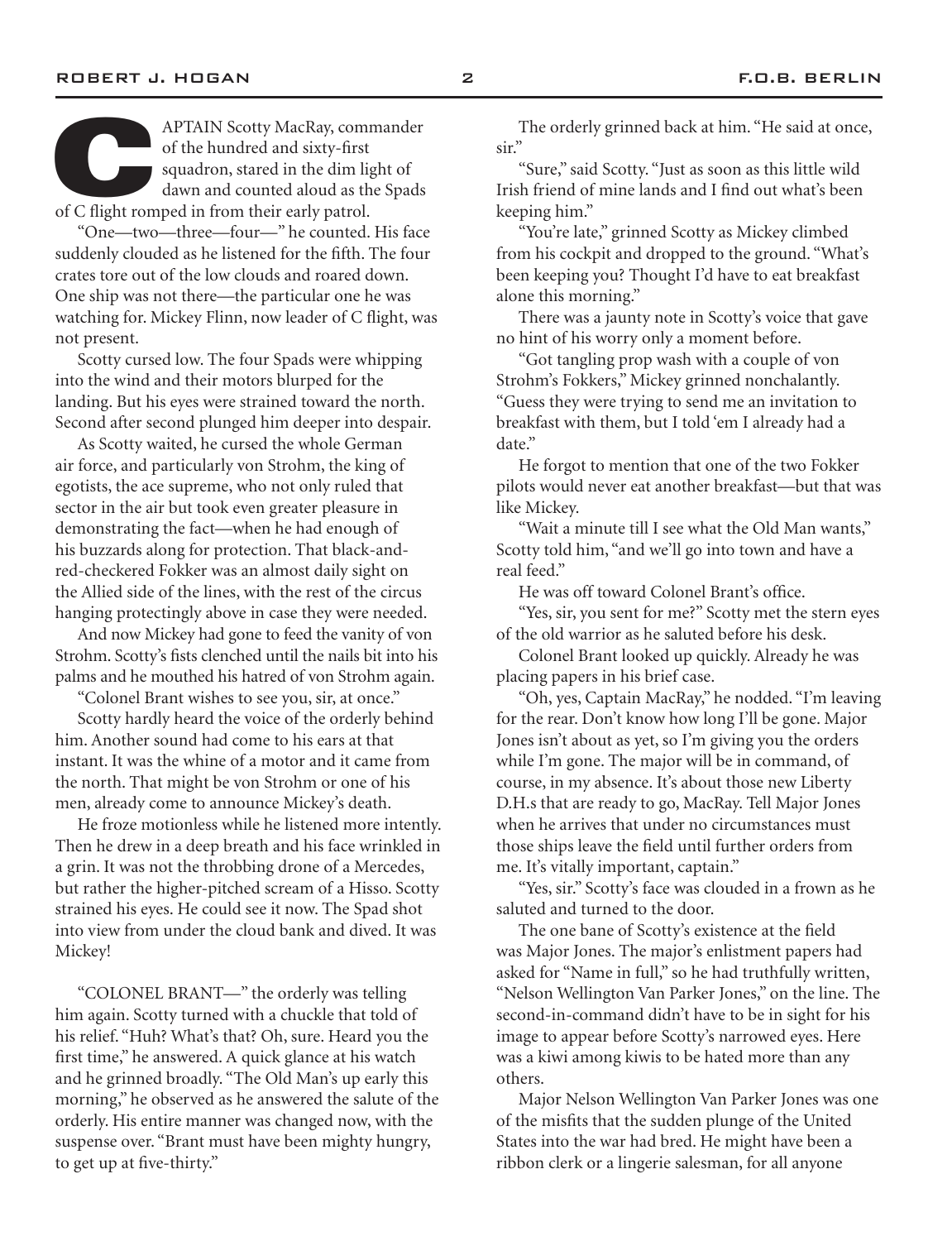CAPTAIN Scotty MacRay, commander of the hundred and sixty-first squadron, stared in the dim light of dawn and counted aloud as the Spads of C flight romped in from their early patrol.

"One—two—three—four—" he counted. His face suddenly clouded as he listened for the fifth. The four crates tore out of the low clouds and roared down. One ship was not there—the particular one he was watching for. Mickey Flinn, now leader of C flight, was not present.

Scotty cursed low. The four Spads were whipping into the wind and their motors blurped for the landing. But his eyes were strained toward the north. Second after second plunged him deeper into despair.

As Scotty waited, he cursed the whole German air force, and particularly von Strohm, the king of egotists, the ace supreme, who not only ruled that sector in the air but took even greater pleasure in demonstrating the fact—when he had enough of his buzzards along for protection. That black-and-red-checkered Fokker was an almost daily sight on the Allied side of the lines, with the rest of the circus hanging protectingly above in case they were needed.

And now Mickey had gone to feed the vanity of von Strohm. Scotty's fists clenched until the nails bit into his palms and he mouthed his hatred of von Strohm again.

"Colonel Brant wishes to see you, sir, at once."

Scotty hardly heard the voice of the orderly behind him. Another sound had come to his ears at that instant. It was the whine of a motor and it came from the north. That might be von Strohm or one of his men, already come to announce Mickey's death.

He froze motionless while he listened more intently. Then he drew in a deep breath and his face wrinkled in a grin. It was not the throbbing drone of a Mercedes, but rather the higher-pitched scream of a Hisso. Scotty strained his eyes. He could see it now. The Spad shot into view from under the cloud bank and dived. It was Mickey!

"COLONEL BRANT—" the orderly was telling him again. Scotty turned with a chuckle that told of his relief. "Huh? What's that? Oh, sure. Heard you the first time," he answered. A quick glance at his watch and he grinned broadly. "The Old Man's up early this morning," he observed as he answered the salute of the orderly. His entire manner was changed now, with the suspense over. "Brant must have been mighty hungry, to get up at five-thirty."

The orderly grinned back at him. "He said at once, sir."

"Sure," said Scotty. "Just as soon as this little wild Irish friend of mine lands and I find out what's been keeping him."

"You're late," grinned Scotty as Mickey climbed from his cockpit and dropped to the ground. "What's been keeping you? Thought I'd have to eat breakfast alone this morning."

There was a jaunty note in Scotty's voice that gave no hint of his worry only a moment before.

"Got tangling prop wash with a couple of von Strohm's Fokkers," Mickey grinned nonchalantly. "Guess they were trying to send me an invitation to breakfast with them, but I told 'em I already had a date."

He forgot to mention that one of the two Fokker pilots would never eat another breakfast—but that was like Mickey.

"Wait a minute till I see what the Old Man wants," Scotty told him, "and we'll go into town and have a real feed."

He was off toward Colonel Brant's office.

"Yes, sir, you sent for me?" Scotty met the stern eyes of the old warrior as he saluted before his desk.

Colonel Brant looked up quickly. Already he was placing papers in his brief case.

"Oh, yes, Captain MacRay," he nodded. "I'm leaving for the rear. Don't know how long I'll be gone. Major Jones isn't about as yet, so I'm giving you the orders while I'm gone. The major will be in command, of course, in my absence. It's about those new Liberty D.H.s that are ready to go, MacRay. Tell Major Jones when he arrives that under no circumstances must those ships leave the field until further orders from me. It's vitally important, captain."

"Yes, sir." Scotty's face was clouded in a frown as he saluted and turned to the door.

The one bane of Scotty's existence at the field was Major Jones. The major's enlistment papers had asked for "Name in full," so he had truthfully written, "Nelson Wellington Van Parker Jones," on the line. The second-in-command didn't have to be in sight for his image to appear before Scotty's narrowed eyes. Here was a kiwi among kiwis to be hated more than any others.

Major Nelson Wellington Van Parker Jones was one of the misfits that the sudden plunge of the United States into the war had bred. He might have been a ribbon clerk or a lingerie salesman, for all anyone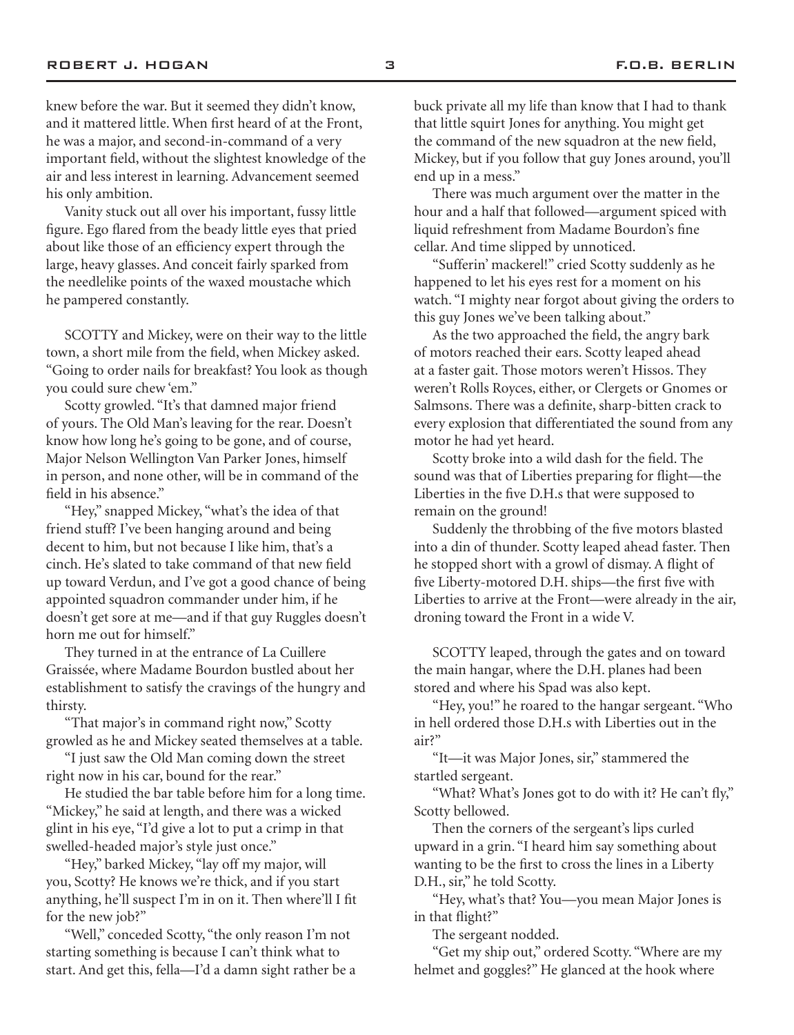knew before the war. But it seemed they didn't know, and it mattered little. When first heard of at the Front, he was a major, and second-in-command of a very important field, without the slightest knowledge of the air and less interest in learning. Advancement seemed his only ambition.

Vanity stuck out all over his important, fussy little figure. Ego flared from the beady little eyes that pried about like those of an efficiency expert through the large, heavy glasses. And conceit fairly sparked from the needlelike points of the waxed moustache which he pampered constantly.

SCOTTY and Mickey, were on their way to the little town, a short mile from the field, when Mickey asked. "Going to order nails for breakfast? You look as though you could sure chew 'em."

Scotty growled. "It's that damned major friend of yours. The Old Man's leaving for the rear. Doesn't know how long he's going to be gone, and of course, Major Nelson Wellington Van Parker Jones, himself in person, and none other, will be in command of the field in his absence."

"Hey," snapped Mickey, "what's the idea of that friend stuff? I've been hanging around and being decent to him, but not because I like him, that's a cinch. He's slated to take command of that new field up toward Verdun, and I've got a good chance of being appointed squadron commander under him, if he doesn't get sore at me—and if that guy Ruggles doesn't horn me out for himself."

They turned in at the entrance of La Cuillere Graissée, where Madame Bourdon bustled about her establishment to satisfy the cravings of the hungry and thirsty.

"That major's in command right now," Scotty growled as he and Mickey seated themselves at a table.

"I just saw the Old Man coming down the street right now in his car, bound for the rear."

He studied the bar table before him for a long time. "Mickey," he said at length, and there was a wicked glint in his eye, "I'd give a lot to put a crimp in that swelled-headed major's style just once."

"Hey," barked Mickey, "lay off my major, will you, Scotty? He knows we're thick, and if you start anything, he'll suspect I'm in on it. Then where'll I fit for the new job?"

"Well," conceded Scotty, "the only reason I'm not starting something is because I can't think what to start. And get this, fella—I'd a damn sight rather be a buck private all my life than know that I had to thank that little squirt Jones for anything. You might get the command of the new squadron at the new field, Mickey, but if you follow that guy Jones around, you'll end up in a mess."

There was much argument over the matter in the hour and a half that followed—argument spiced with liquid refreshment from Madame Bourdon's fine cellar. And time slipped by unnoticed.

"Sufferin' mackerel!" cried Scotty suddenly as he happened to let his eyes rest for a moment on his watch. "I mighty near forgot about giving the orders to this guy Jones we've been talking about."

As the two approached the field, the angry bark of motors reached their ears. Scotty leaped ahead at a faster gait. Those motors weren't Hissos. They weren't Rolls Royces, either, or Clergets or Gnomes or Salmsons. There was a definite, sharp-bitten crack to every explosion that differentiated the sound from any motor he had yet heard.

Scotty broke into a wild dash for the field. The sound was that of Liberties preparing for flight—the Liberties in the five D.H.s that were supposed to remain on the ground!

Suddenly the throbbing of the five motors blasted into a din of thunder. Scotty leaped ahead faster. Then he stopped short with a growl of dismay. A flight of five Liberty-motored D.H. ships—the first five with Liberties to arrive at the Front—were already in the air, droning toward the Front in a wide V.

SCOTTY leaped, through the gates and on toward the main hangar, where the D.H. planes had been stored and where his Spad was also kept.

"Hey, you!" he roared to the hangar sergeant. "Who in hell ordered those D.H.s with Liberties out in the air?"

"It—it was Major Jones, sir," stammered the startled sergeant.

"What? What's Jones got to do with it? He can't fly," Scotty bellowed.

Then the corners of the sergeant's lips curled upward in a grin. "I heard him say something about wanting to be the first to cross the lines in a Liberty D.H., sir," he told Scotty.

"Hey, what's that? You—you mean Major Jones is in that flight?"

The sergeant nodded.

"Get my ship out," ordered Scotty. "Where are my helmet and goggles?" He glanced at the hook where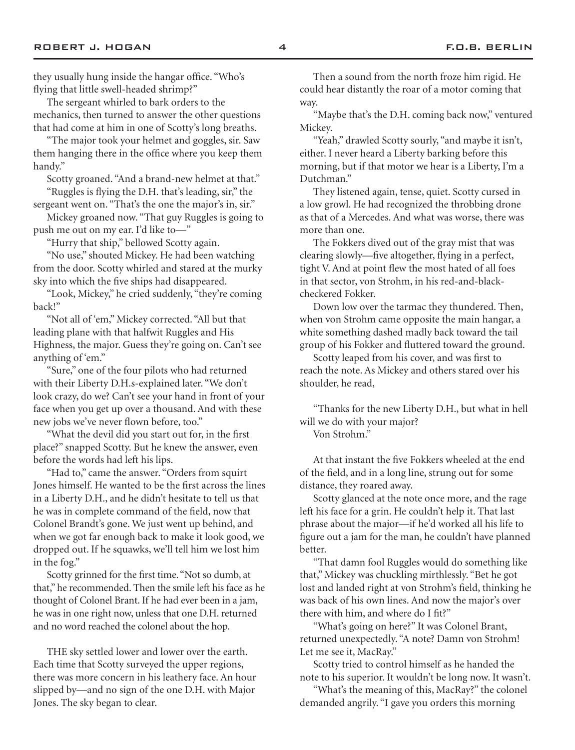they usually hung inside the hangar office. "Who's flying that little swell-headed shrimp?"

The sergeant whirled to bark orders to the mechanics, then turned to answer the other questions that had come at him in one of Scotty's long breaths.

"The major took your helmet and goggles, sir. Saw them hanging there in the office where you keep them handy."

Scotty groaned. "And a brand-new helmet at that."

"Ruggles is flying the D.H. that's leading, sir," the sergeant went on. "That's the one the major's in, sir."

Mickey groaned now. "That guy Ruggles is going to push me out on my ear. I'd like to—"

"Hurry that ship," bellowed Scotty again.

"No use," shouted Mickey. He had been watching from the door. Scotty whirled and stared at the murky sky into which the five ships had disappeared.

"Look, Mickey," he cried suddenly, "they're coming back!"

"Not all of 'em," Mickey corrected. "All but that leading plane with that halfwit Ruggles and His Highness, the major. Guess they're going on. Can't see anything of 'em."

"Sure," one of the four pilots who had returned with their Liberty D.H.s-explained later. "We don't look crazy, do we? Can't see your hand in front of your face when you get up over a thousand. And with these new jobs we've never flown before, too."

"What the devil did you start out for, in the first place?" snapped Scotty. But he knew the answer, even before the words had left his lips.

"Had to," came the answer. "Orders from squirt Jones himself. He wanted to be the first across the lines in a Liberty D.H., and he didn't hesitate to tell us that he was in complete command of the field, now that Colonel Brandt's gone. We just went up behind, and when we got far enough back to make it look good, we dropped out. If he squawks, we'll tell him we lost him in the fog."

Scotty grinned for the first time. "Not so dumb, at that," he recommended. Then the smile left his face as he thought of Colonel Brant. If he had ever been in a jam, he was in one right now, unless that one D.H. returned and no word reached the colonel about the hop.

THE sky settled lower and lower over the earth. Each time that Scotty surveyed the upper regions, there was more concern in his leathery face. An hour slipped by—and no sign of the one D.H. with Major Jones. The sky began to clear.

Then a sound from the north froze him rigid. He could hear distantly the roar of a motor coming that way.

"Maybe that's the D.H. coming back now," ventured Mickey.

"Yeah," drawled Scotty sourly, "and maybe it isn't, either. I never heard a Liberty barking before this morning, but if that motor we hear is a Liberty, I'm a Dutchman."

They listened again, tense, quiet. Scotty cursed in a low growl. He had recognized the throbbing drone as that of a Mercedes. And what was worse, there was more than one.

The Fokkers dived out of the gray mist that was clearing slowly—five altogether, flying in a perfect, tight V. And at point flew the most hated of all foes in that sector, von Strohm, in his red-and-black-checkered Fokker.

Down low over the tarmac they thundered. Then, when von Strohm came opposite the main hangar, a white something dashed madly back toward the tail group of his Fokker and fluttered toward the ground.

Scotty leaped from his cover, and was first to reach the note. As Mickey and others stared over his shoulder, he read,

"Thanks for the new Liberty D.H., but what in hell will we do with your major?
Von Strohm."

At that instant the five Fokkers wheeled at the end of the field, and in a long line, strung out for some distance, they roared away.

Scotty glanced at the note once more, and the rage left his face for a grin. He couldn't help it. That last phrase about the major—if he'd worked all his life to figure out a jam for the man, he couldn't have planned better.

"That damn fool Ruggles would do something like that," Mickey was chuckling mirthlessly. "Bet he got lost and landed right at von Strohm's field, thinking he was back of his own lines. And now the major's over there with him, and where do I fit?"

"What's going on here?" It was Colonel Brant, returned unexpectedly. "A note? Damn von Strohm! Let me see it, MacRay."

Scotty tried to control himself as he handed the note to his superior. It wouldn't be long now. It wasn't.

"What's the meaning of this, MacRay?" the colonel demanded angrily. "I gave you orders this morning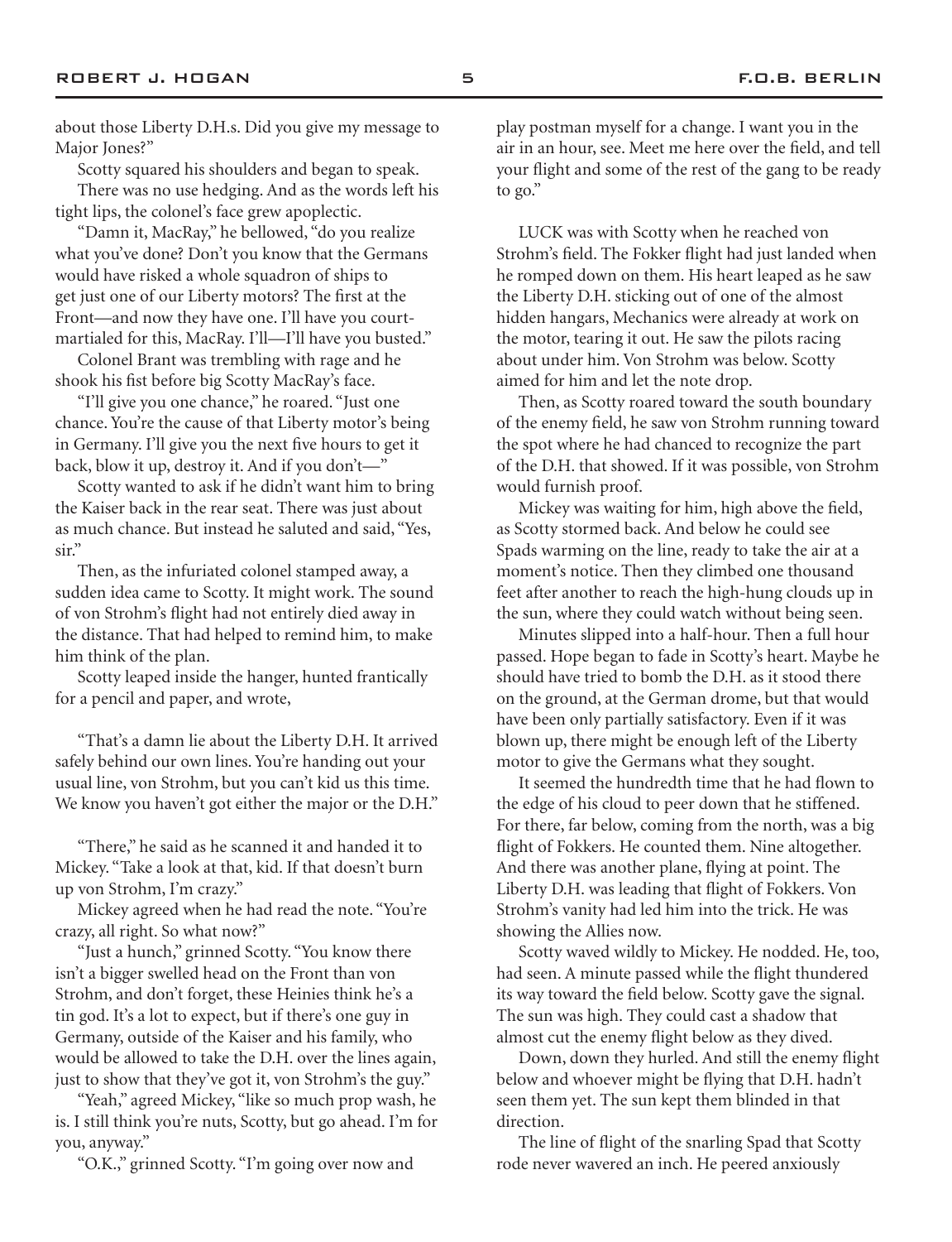about those Liberty D.H.s. Did you give my message to Major Jones?"

Scotty squared his shoulders and began to speak.

There was no use hedging. And as the words left his tight lips, the colonel's face grew apoplectic.

"Damn it, MacRay," he bellowed, "do you realize what you've done? Don't you know that the Germans would have risked a whole squadron of ships to get just one of our Liberty motors? The first at the Front—and now they have one. I'll have you court-martialed for this, MacRay. I'll—I'll have you busted."

Colonel Brant was trembling with rage and he shook his fist before big Scotty MacRay's face.

"I'll give you one chance," he roared. "Just one chance. You're the cause of that Liberty motor's being in Germany. I'll give you the next five hours to get it back, blow it up, destroy it. And if you don't—"

Scotty wanted to ask if he didn't want him to bring the Kaiser back in the rear seat. There was just about as much chance. But instead he saluted and said, "Yes, sir."

Then, as the infuriated colonel stamped away, a sudden idea came to Scotty. It might work. The sound of von Strohm's flight had not entirely died away in the distance. That had helped to remind him, to make him think of the plan.

Scotty leaped inside the hanger, hunted frantically for a pencil and paper, and wrote,

"That's a damn lie about the Liberty D.H. It arrived safely behind our own lines. You're handing out your usual line, von Strohm, but you can't kid us this time. We know you haven't got either the major or the D.H."

"There," he said as he scanned it and handed it to Mickey. "Take a look at that, kid. If that doesn't burn up von Strohm, I'm crazy."

Mickey agreed when he had read the note. "You're crazy, all right. So what now?"

"Just a hunch," grinned Scotty. "You know there isn't a bigger swelled head on the Front than von Strohm, and don't forget, these Heinies think he's a tin god. It's a lot to expect, but if there's one guy in Germany, outside of the Kaiser and his family, who would be allowed to take the D.H. over the lines again, just to show that they've got it, von Strohm's the guy."

"Yeah," agreed Mickey, "like so much prop wash, he is. I still think you're nuts, Scotty, but go ahead. I'm for you, anyway."

"O.K.," grinned Scotty. "I'm going over now and play postman myself for a change. I want you in the air in an hour, see. Meet me here over the field, and tell your flight and some of the rest of the gang to be ready to go."

LUCK was with Scotty when he reached von Strohm's field. The Fokker flight had just landed when he romped down on them. His heart leaped as he saw the Liberty D.H. sticking out of one of the almost hidden hangars, Mechanics were already at work on the motor, tearing it out. He saw the pilots racing about under him. Von Strohm was below. Scotty aimed for him and let the note drop.

Then, as Scotty roared toward the south boundary of the enemy field, he saw von Strohm running toward the spot where he had chanced to recognize the part of the D.H. that showed. If it was possible, von Strohm would furnish proof.

Mickey was waiting for him, high above the field, as Scotty stormed back. And below he could see Spads warming on the line, ready to take the air at a moment's notice. Then they climbed one thousand feet after another to reach the high-hung clouds up in the sun, where they could watch without being seen.

Minutes slipped into a half-hour. Then a full hour passed. Hope began to fade in Scotty's heart. Maybe he should have tried to bomb the D.H. as it stood there on the ground, at the German drome, but that would have been only partially satisfactory. Even if it was blown up, there might be enough left of the Liberty motor to give the Germans what they sought.

It seemed the hundredth time that he had flown to the edge of his cloud to peer down that he stiffened. For there, far below, coming from the north, was a big flight of Fokkers. He counted them. Nine altogether. And there was another plane, flying at point. The Liberty D.H. was leading that flight of Fokkers. Von Strohm's vanity had led him into the trick. He was showing the Allies now.

Scotty waved wildly to Mickey. He nodded. He, too, had seen. A minute passed while the flight thundered its way toward the field below. Scotty gave the signal. The sun was high. They could cast a shadow that almost cut the enemy flight below as they dived.

Down, down they hurled. And still the enemy flight below and whoever might be flying that D.H. hadn't seen them yet. The sun kept them blinded in that direction.

The line of flight of the snarling Spad that Scotty rode never wavered an inch. He peered anxiously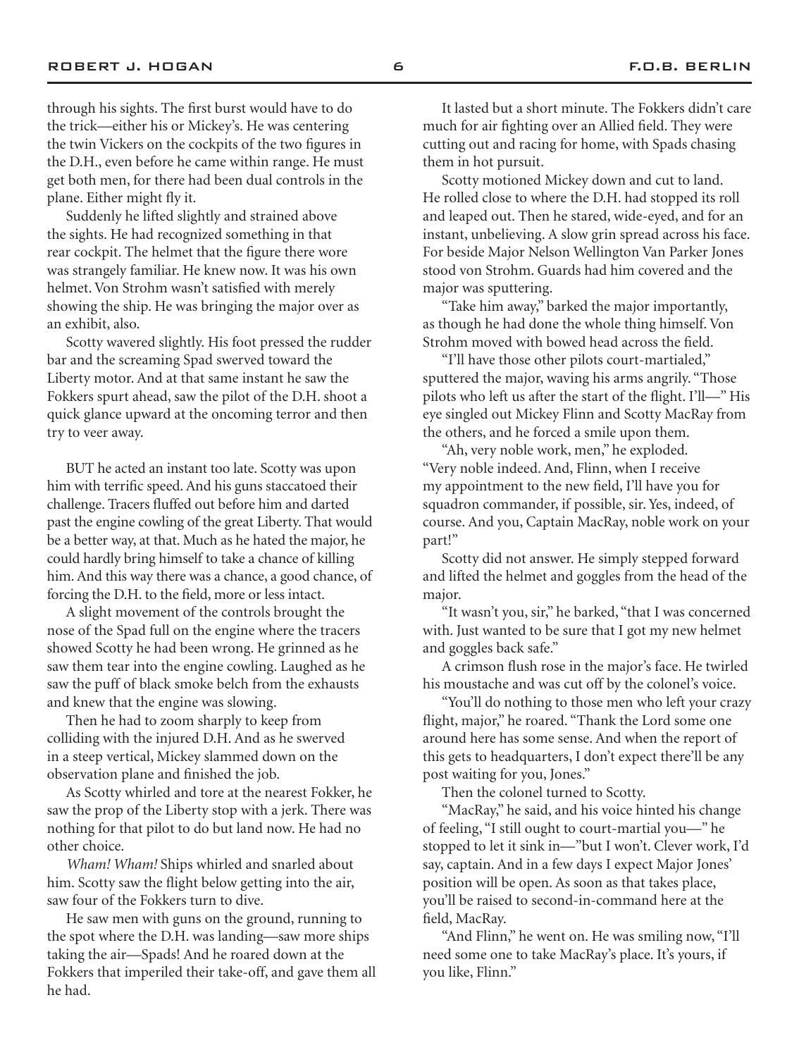through his sights. The first burst would have to do the trick—either his or Mickey's. He was centering the twin Vickers on the cockpits of the two figures in the D.H., even before he came within range. He must get both men, for there had been dual controls in the plane. Either might fly it.

Suddenly he lifted slightly and strained above the sights. He had recognized something in that rear cockpit. The helmet that the figure there wore was strangely familiar. He knew now. It was his own helmet. Von Strohm wasn't satisfied with merely showing the ship. He was bringing the major over as an exhibit, also.

Scotty wavered slightly. His foot pressed the rudder bar and the screaming Spad swerved toward the Liberty motor. And at that same instant he saw the Fokkers spurt ahead, saw the pilot of the D.H. shoot a quick glance upward at the oncoming terror and then try to veer away.

BUT he acted an instant too late. Scotty was upon him with terrific speed. And his guns staccatoed their challenge. Tracers fluffed out before him and darted past the engine cowling of the great Liberty. That would be a better way, at that. Much as he hated the major, he could hardly bring himself to take a chance of killing him. And this way there was a chance, a good chance, of forcing the D.H. to the field, more or less intact.

A slight movement of the controls brought the nose of the Spad full on the engine where the tracers showed Scotty he had been wrong. He grinned as he saw them tear into the engine cowling. Laughed as he saw the puff of black smoke belch from the exhausts and knew that the engine was slowing.

Then he had to zoom sharply to keep from colliding with the injured D.H. And as he swerved in a steep vertical, Mickey slammed down on the observation plane and finished the job.

As Scotty whirled and tore at the nearest Fokker, he saw the prop of the Liberty stop with a jerk. There was nothing for that pilot to do but land now. He had no other choice.

*Wham! Wham!* Ships whirled and snarled about him. Scotty saw the flight below getting into the air, saw four of the Fokkers turn to dive.

He saw men with guns on the ground, running to the spot where the D.H. was landing—saw more ships taking the air—Spads! And he roared down at the Fokkers that imperiled their take-off, and gave them all he had.

It lasted but a short minute. The Fokkers didn't care much for air fighting over an Allied field. They were cutting out and racing for home, with Spads chasing them in hot pursuit.

Scotty motioned Mickey down and cut to land. He rolled close to where the D.H. had stopped its roll and leaped out. Then he stared, wide-eyed, and for an instant, unbelieving. A slow grin spread across his face. For beside Major Nelson Wellington Van Parker Jones stood von Strohm. Guards had him covered and the major was sputtering.

"Take him away," barked the major importantly, as though he had done the whole thing himself. Von Strohm moved with bowed head across the field.

"I'll have those other pilots court-martialed," sputtered the major, waving his arms angrily. "Those pilots who left us after the start of the flight. I'll—" His eye singled out Mickey Flinn and Scotty MacRay from the others, and he forced a smile upon them.

"Ah, very noble work, men," he exploded. "Very noble indeed. And, Flinn, when I receive my appointment to the new field, I'll have you for squadron commander, if possible, sir. Yes, indeed, of course. And you, Captain MacRay, noble work on your part!"

Scotty did not answer. He simply stepped forward and lifted the helmet and goggles from the head of the major.

"It wasn't you, sir," he barked, "that I was concerned with. Just wanted to be sure that I got my new helmet and goggles back safe."

A crimson flush rose in the major's face. He twirled his moustache and was cut off by the colonel's voice.

"You'll do nothing to those men who left your crazy flight, major," he roared. "Thank the Lord some one around here has some sense. And when the report of this gets to headquarters, I don't expect there'll be any post waiting for you, Jones."

Then the colonel turned to Scotty.

"MacRay," he said, and his voice hinted his change of feeling, "I still ought to court-martial you—" he stopped to let it sink in—"but I won't. Clever work, I'd say, captain. And in a few days I expect Major Jones' position will be open. As soon as that takes place, you'll be raised to second-in-command here at the field, MacRay.

"And Flinn," he went on. He was smiling now, "I'll need some one to take MacRay's place. It's yours, if you like, Flinn."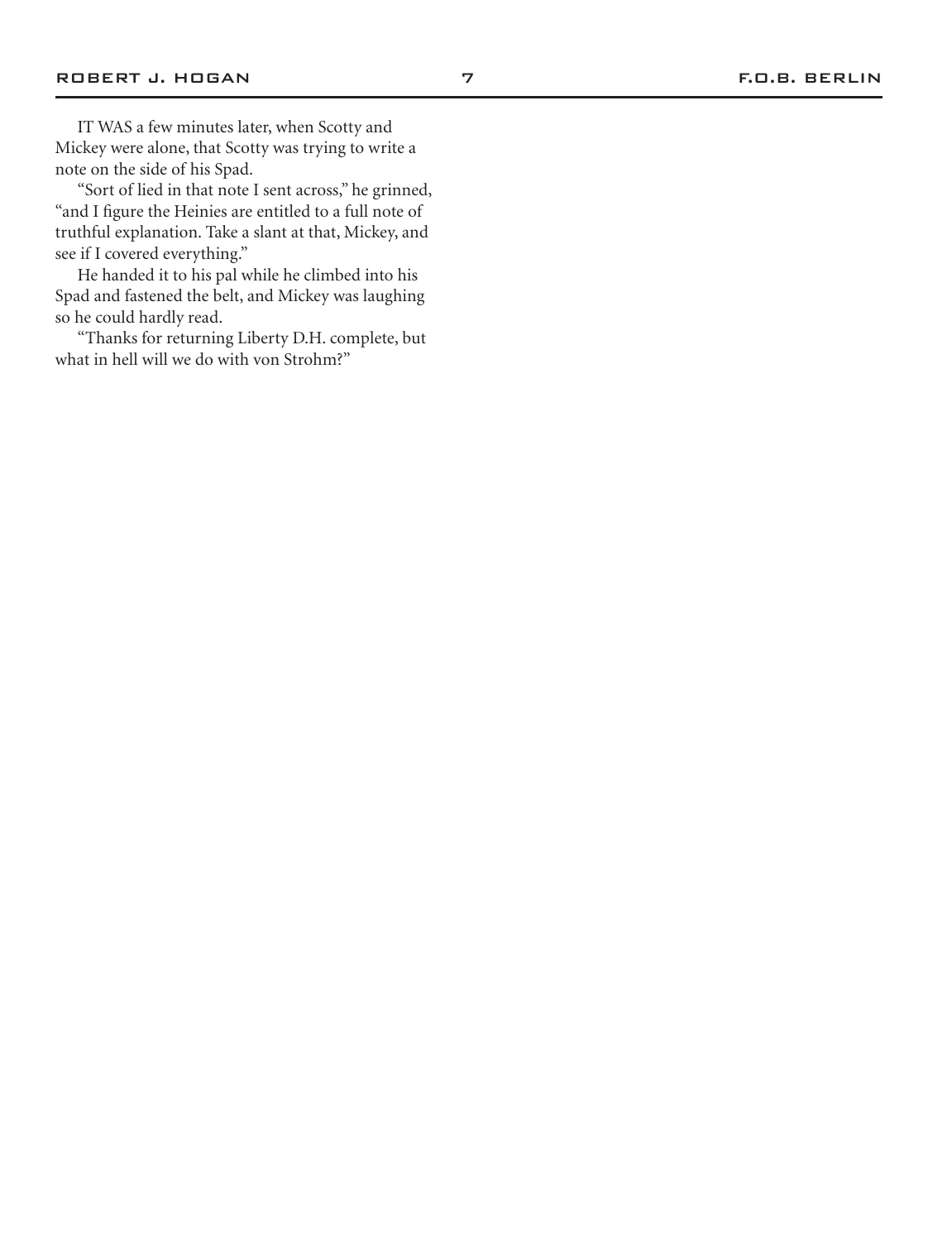IT WAS a few minutes later, when Scotty and Mickey were alone, that Scotty was trying to write a note on the side of his Spad.

"Sort of lied in that note I sent across," he grinned, "and I figure the Heinies are entitled to a full note of truthful explanation. Take a slant at that, Mickey, and see if I covered everything."

He handed it to his pal while he climbed into his Spad and fastened the belt, and Mickey was laughing so he could hardly read.

"Thanks for returning Liberty D.H. complete, but what in hell will we do with von Strohm?"